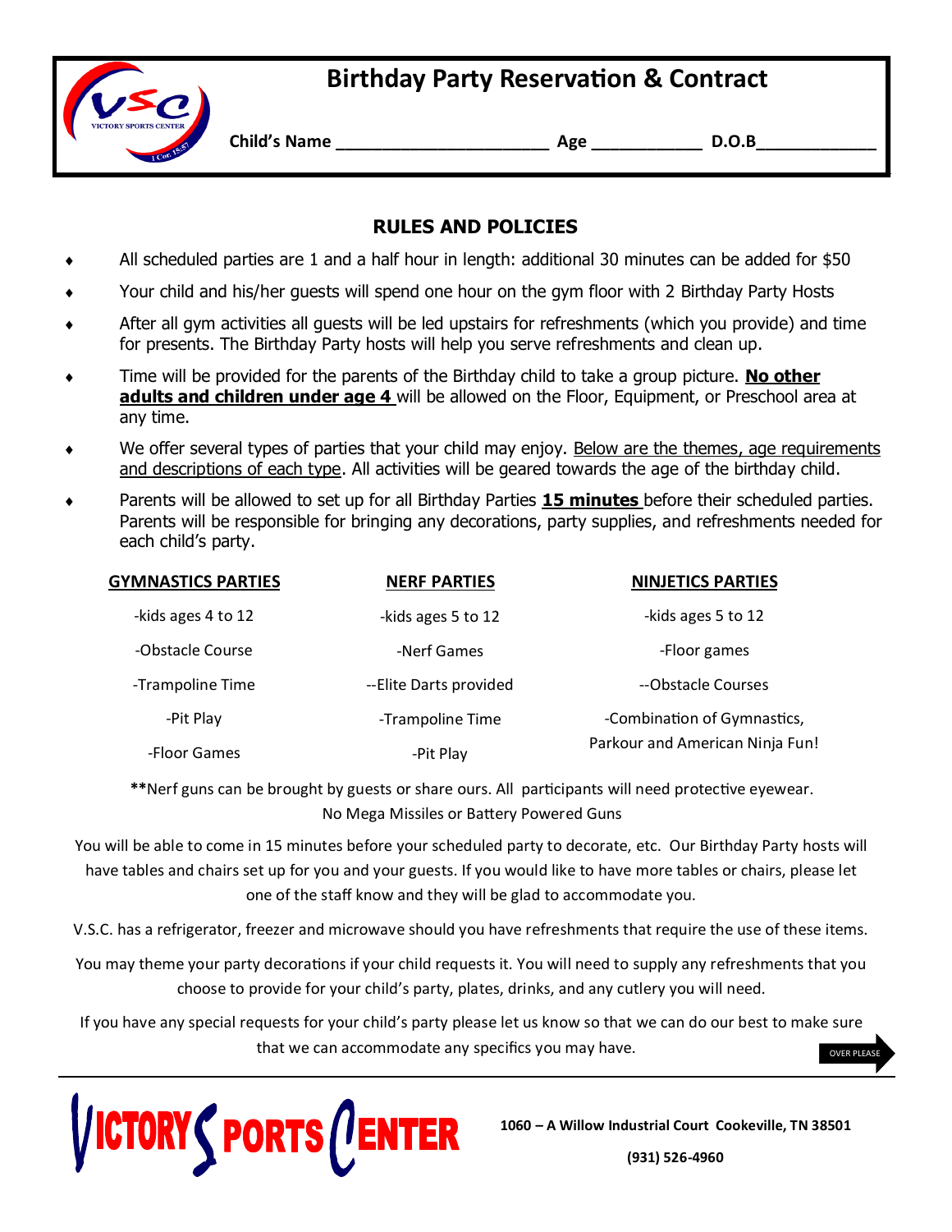# Birthday Party Reservation & Contract

**Child's Name** ______________________ **Age** ___________ **D.O.B**____________

## RULES AND POLICIES

- All scheduled parties are 1 and a half hour in length: additional 30 minutes can be added for $50
- Your child and his/her guests will spend one hour on the gym floor with 2 Birthday Party Hosts
- After all gym activities all guests will be led upstairs for refreshments (which you provide) and time for presents. The Birthday Party hosts will help you serve refreshments and clean up.
- Time will be provided for the parents of the Birthday child to take a group picture. **No other adults and children under age 4** will be allowed on the Floor, Equipment, or Preschool area at any time.
- We offer several types of parties that your child may enjoy. Below are the themes, age requirements and descriptions of each type. All activities will be geared towards the age of the birthday child.
- Parents will be allowed to set up for all Birthday Parties **15 minutes** before their scheduled parties. Parents will be responsible for bringing any decorations, party supplies, and refreshments needed for each child's party.

| GYMNASTICS PARTIES | NERF PARTIES | NINJETICS PARTIES |
|---|---|---|
| -kids ages 4 to 12 | -kids ages 5 to 12 | -kids ages 5 to 12 |
| -Obstacle Course | -Nerf Games | -Floor games |
| -Trampoline Time | --Elite Darts provided | --Obstacle Courses |
| -Pit Play | -Trampoline Time | -Combination of Gymnastics, Parkour and American Ninja Fun! |
| -Floor Games | -Pit Play | |

**Nerf guns can be brought by guests or share ours. All participants will need protective eyewear. No Mega Missiles or Battery Powered Guns

You will be able to come in 15 minutes before your scheduled party to decorate, etc. Our Birthday Party hosts will have tables and chairs set up for you and your guests. If you would like to have more tables or chairs, please let one of the staff know and they will be glad to accommodate you.

V.S.C. has a refrigerator, freezer and microwave should you have refreshments that require the use of these items.

You may theme your party decorations if your child requests it. You will need to supply any refreshments that you choose to provide for your child's party, plates, drinks, and any cutlery you will need.

If you have any special requests for your child's party please let us know so that we can do our best to make sure that we can accommodate any specifics you may have.

OVER PLEASE

**VICTORY SPORTS CENTER**

**1060 – A Willow Industrial Court Cookeville, TN 38501**

**(931) 526-4960**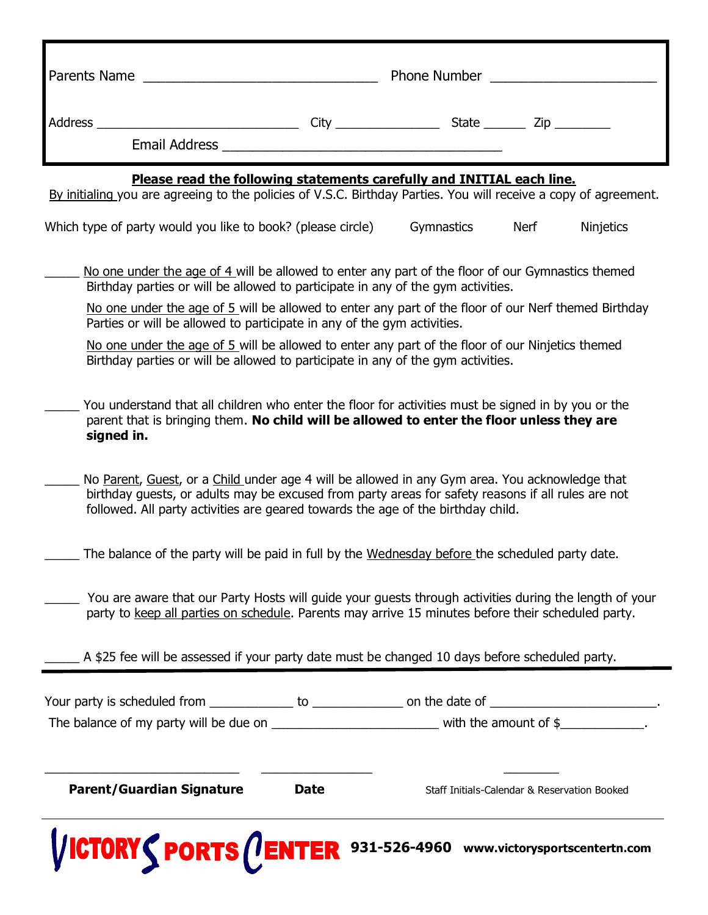Parents Name ______________________________ Phone Number _____________________

Address __________________________ City _____________ State _____ Zip _______

Email Address ____________________________________

**Please read the following statements carefully and INITIAL each line.**

By initialing you are agreeing to the policies of V.S.C. Birthday Parties. You will receive a copy of agreement.

Which type of party would you like to book? (please circle) Gymnastics Nerf Ninjetics

_____ No one under the age of 4 will be allowed to enter any part of the floor of our Gymnastics themed Birthday parties or will be allowed to participate in any of the gym activities.

No one under the age of 5 will be allowed to enter any part of the floor of our Nerf themed Birthday Parties or will be allowed to participate in any of the gym activities.

No one under the age of 5 will be allowed to enter any part of the floor of our Ninjetics themed Birthday parties or will be allowed to participate in any of the gym activities.

_____ You understand that all children who enter the floor for activities must be signed in by you or the parent that is bringing them. **No child will be allowed to enter the floor unless they are signed in.**

_____ No Parent, Guest, or a Child under age 4 will be allowed in any Gym area. You acknowledge that birthday guests, or adults may be excused from party areas for safety reasons if all rules are not followed. All party activities are geared towards the age of the birthday child.

_____ The balance of the party will be paid in full by the Wednesday before the scheduled party date.

_____ You are aware that our Party Hosts will guide your guests through activities during the length of your party to keep all parties on schedule. Parents may arrive 15 minutes before their scheduled party.

_____ A $25 fee will be assessed if your party date must be changed 10 days before scheduled party.

---

Your party is scheduled from ___________ to ____________ on the date of _____________________.

The balance of my party will be due on _____________________ with the amount of $___________.

__________________________ _______________ ________

**Parent/Guardian Signature** **Date** Staff Initials-Calendar & Reservation Booked

---

**VICTORY SPORTS CENTER** **931-526-4960** **www.victorysportscentertn.com**